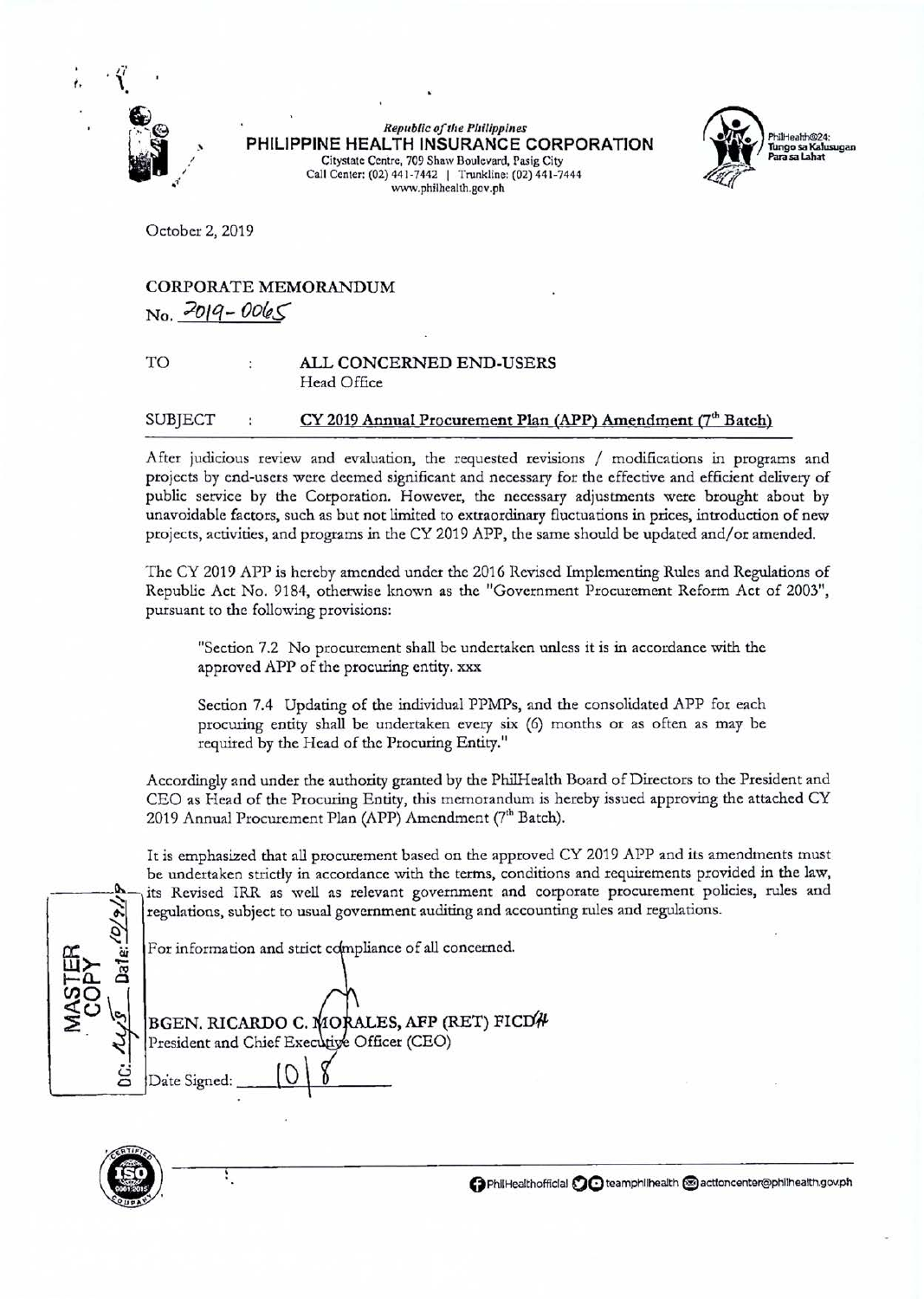Republic of the Philippines
**PHILIPPINE HEALTH INSURANCE CORPORATION**
Citystate Centre, 709 Shaw Boulevard, Pasig City
Call Center: (02) 441-7442 | Trunkline: (02) 441-7444
www.philhealth.gov.ph

PhilHealth@24: Tungo sa Kalusugan Para sa Lahat

October 2, 2019

**CORPORATE MEMORANDUM**
No. 2019-0065

TO : **ALL CONCERNED END-USERS**
Head Office

SUBJECT : **CY 2019 Annual Procurement Plan (APP) Amendment (7th Batch)**

After judicious review and evaluation, the requested revisions / modifications in programs and projects by end-users were deemed significant and necessary for the effective and efficient delivery of public service by the Corporation. However, the necessary adjustments were brought about by unavoidable factors, such as but not limited to extraordinary fluctuations in prices, introduction of new projects, activities, and programs in the CY 2019 APP, the same should be updated and/or amended.

The CY 2019 APP is hereby amended under the 2016 Revised Implementing Rules and Regulations of Republic Act No. 9184, otherwise known as the "Government Procurement Reform Act of 2003", pursuant to the following provisions:

> "Section 7.2 No procurement shall be undertaken unless it is in accordance with the approved APP of the procuring entity. xxx
>
> Section 7.4 Updating of the individual PPMPs, and the consolidated APP for each procuring entity shall be undertaken every six (6) months or as often as may be required by the Head of the Procuring Entity."

Accordingly and under the authority granted by the PhilHealth Board of Directors to the President and CEO as Head of the Procuring Entity, this memorandum is hereby issued approving the attached CY 2019 Annual Procurement Plan (APP) Amendment (7th Batch).

It is emphasized that all procurement based on the approved CY 2019 APP and its amendments must be undertaken strictly in accordance with the terms, conditions and requirements provided in the law, its Revised IRR as well as relevant government and corporate procurement policies, rules and regulations, subject to usual government auditing and accounting rules and regulations.

For information and strict compliance of all concerned.

BGEN. RICARDO C. MORALES, AFP (RET) FICD
President and Chief Executive Officer (CEO)

Date Signed: 10/8

MASTER COPY
DC: ___ Date: 10/9/19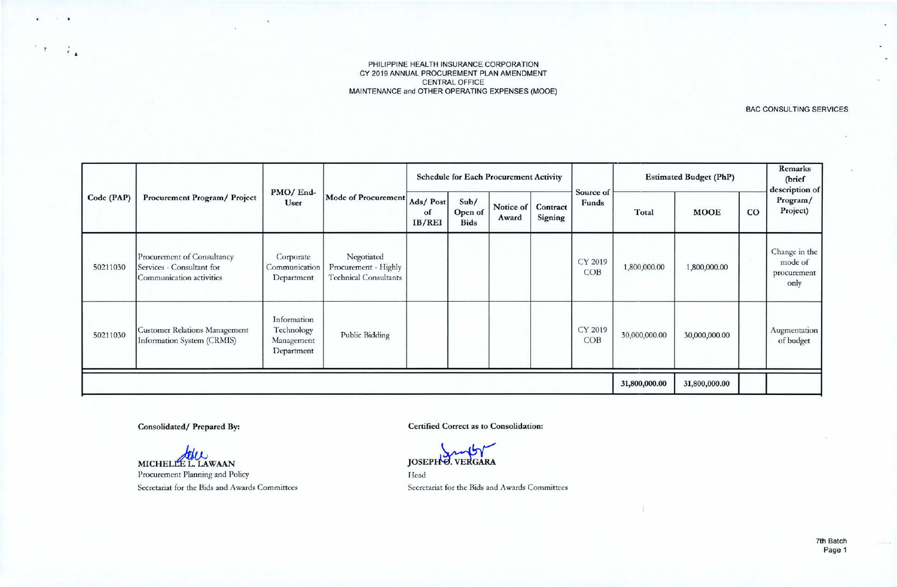PHILIPPINE HEALTH INSURANCE CORPORATION
CY 2019 ANNUAL PROCUREMENT PLAN AMENDMENT
CENTRAL OFFICE
MAINTENANCE and OTHER OPERATING EXPENSES (MOOE)

BAC CONSULTING SERVICES

| Code (PAP) | Procurement Program/ Project | PMO/ End-User | Mode of Procurement | Schedule for Each Procurement Activity | | | | Source of Funds | Estimated Budget (PhP) | | | Remarks (brief description of Program/ Project) |
|---|---|---|---|---|---|---|---|---|---|---|---|---|
| | | | | Ads/ Post of IB/REI | Sub/ Open of Bids | Notice of Award | Contract Signing | | Total | MOOE | CO | |
| 50211030 | Procurement of Consultancy Services - Consultant for Communication activities | Corporate Communication Department | Negotiated Procurement - Highly Technical Consultants | | | | | CY 2019 COB | 1,800,000.00 | 1,800,000.00 | | Change in the mode of procurement only |
| 50211030 | Customer Relations Management Information System (CRMIS) | Information Technology Management Department | Public Bidding | | | | | CY 2019 COB | 30,000,000.00 | 30,000,000.00 | | Augmentation of budget |
| | | | | | | | | | **31,800,000.00** | **31,800,000.00** | | |

**Consolidated/ Prepared By:**

**MICHELLE L. LAWAAN**
Procurement Planning and Policy
Secretariat for the Bids and Awards Committees

**Certified Correct as to Consolidation:**

**JOSEPH O. VERGARA**
Head
Secretariat for the Bids and Awards Committees

7th Batch